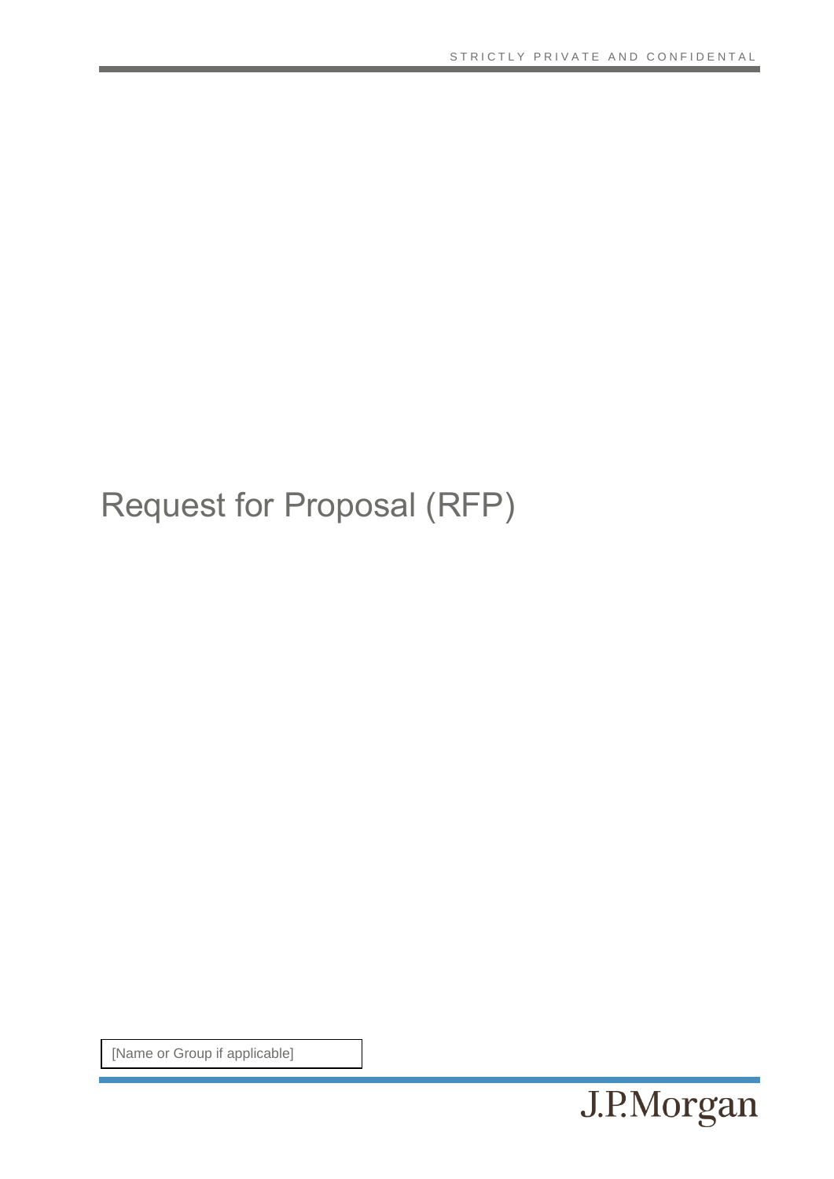STRICTLY PRIVATE AND CONFIDENTAL

# Request for Proposal (RFP)

[Name or Group if applicable]

J.P.Morgan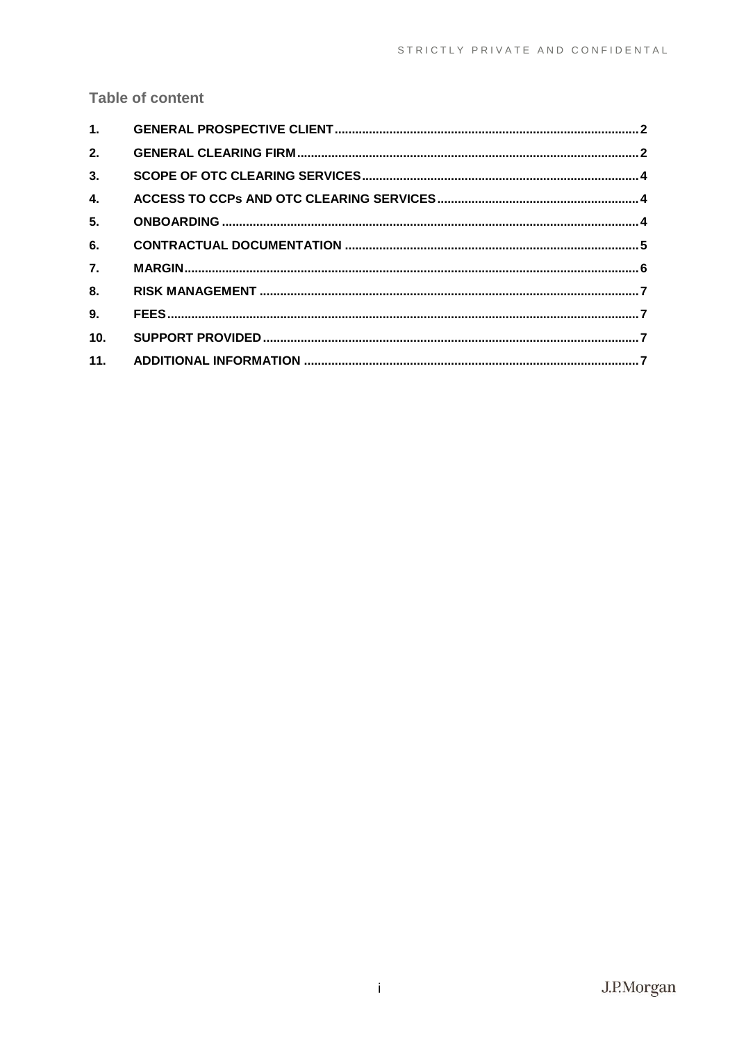## Table of content

| | | |
|---|---|---|
| 1. | GENERAL PROSPECTIVE CLIENT | 2 |
| 2. | GENERAL CLEARING FIRM | 2 |
| 3. | SCOPE OF OTC CLEARING SERVICES | 4 |
| 4. | ACCESS TO CCPs AND OTC CLEARING SERVICES | 4 |
| 5. | ONBOARDING | 4 |
| 6. | CONTRACTUAL DOCUMENTATION | 5 |
| 7. | MARGIN | 6 |
| 8. | RISK MANAGEMENT | 7 |
| 9. | FEES | 7 |
| 10. | SUPPORT PROVIDED | 7 |
| 11. | ADDITIONAL INFORMATION | 7 |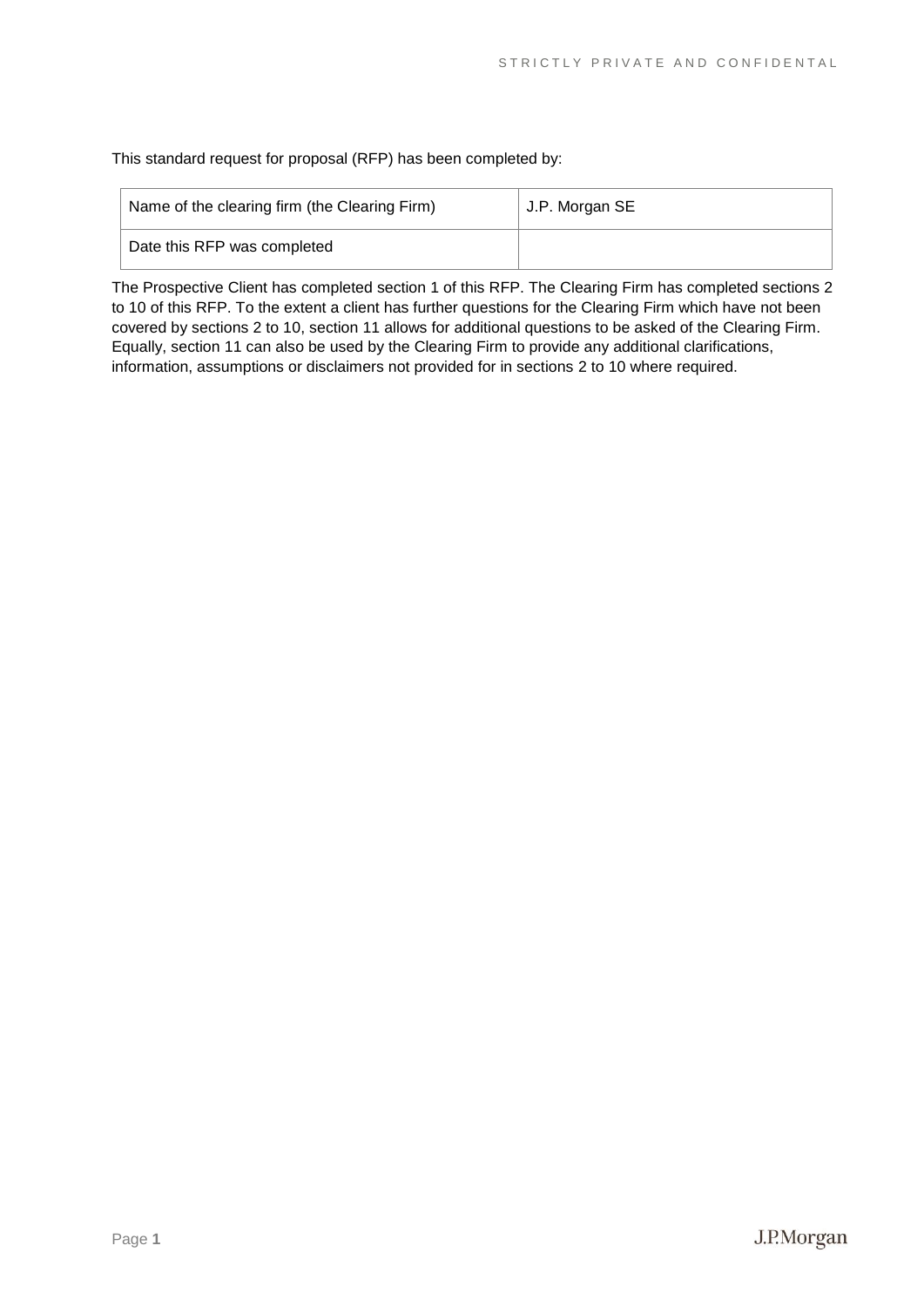This standard request for proposal (RFP) has been completed by:

| Name of the clearing firm (the Clearing Firm) | J.P. Morgan SE |
| --- | --- |
| Date this RFP was completed | |

The Prospective Client has completed section 1 of this RFP. The Clearing Firm has completed sections 2 to 10 of this RFP. To the extent a client has further questions for the Clearing Firm which have not been covered by sections 2 to 10, section 11 allows for additional questions to be asked of the Clearing Firm. Equally, section 11 can also be used by the Clearing Firm to provide any additional clarifications, information, assumptions or disclaimers not provided for in sections 2 to 10 where required.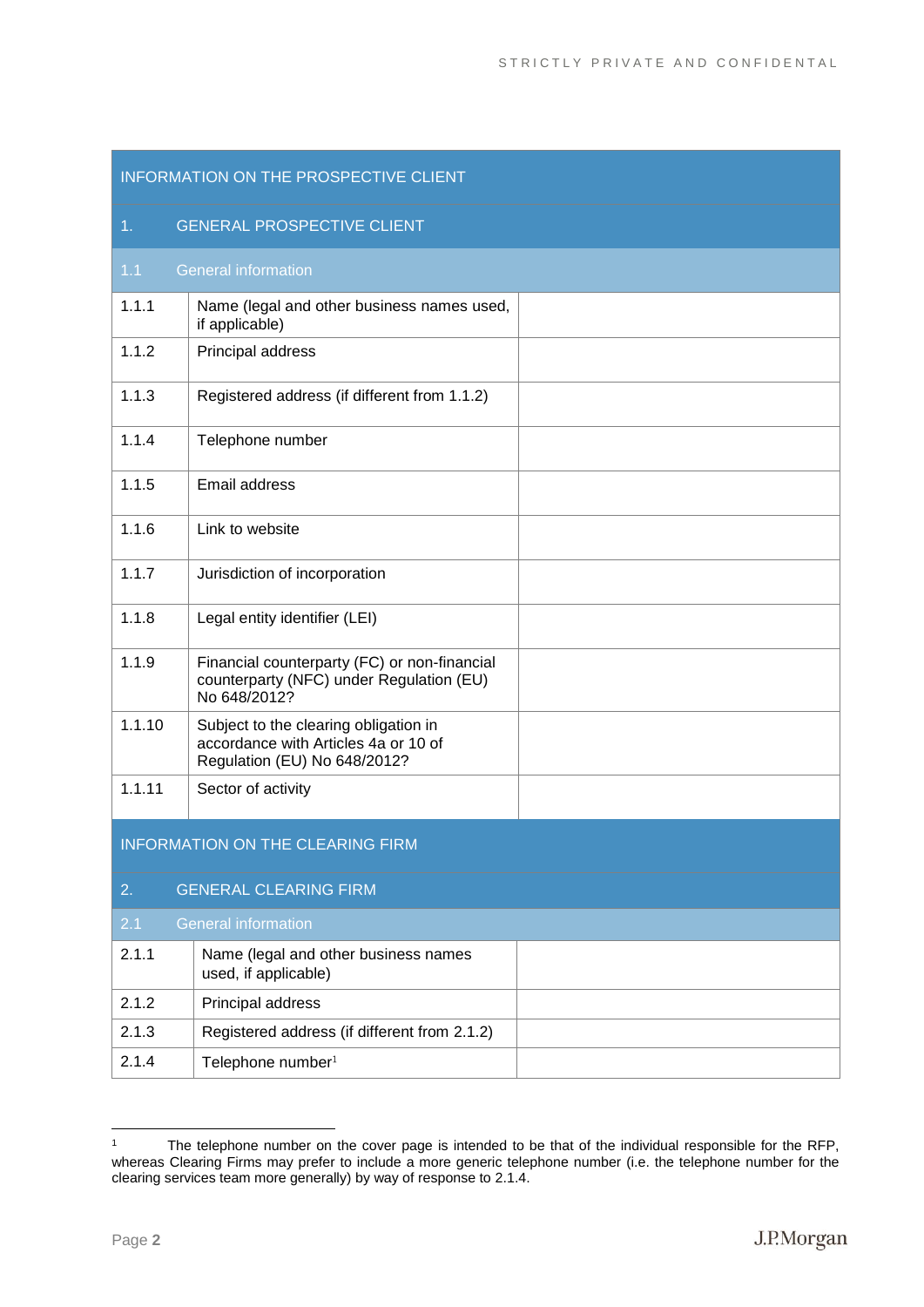| INFORMATION ON THE PROSPECTIVE CLIENT | | |
|---|---|---|
| **1.** | **GENERAL PROSPECTIVE CLIENT** | |
| **1.1** | **General information** | |
| 1.1.1 | Name (legal and other business names used, if applicable) | |
| 1.1.2 | Principal address | |
| 1.1.3 | Registered address (if different from 1.1.2) | |
| 1.1.4 | Telephone number | |
| 1.1.5 | Email address | |
| 1.1.6 | Link to website | |
| 1.1.7 | Jurisdiction of incorporation | |
| 1.1.8 | Legal entity identifier (LEI) | |
| 1.1.9 | Financial counterparty (FC) or non-financial counterparty (NFC) under Regulation (EU) No 648/2012? | |
| 1.1.10 | Subject to the clearing obligation in accordance with Articles 4a or 10 of Regulation (EU) No 648/2012? | |
| 1.1.11 | Sector of activity | |

| INFORMATION ON THE CLEARING FIRM | | |
|---|---|---|
| **2.** | **GENERAL CLEARING FIRM** | |
| **2.1** | **General information** | |
| 2.1.1 | Name (legal and other business names used, if applicable) | |
| 2.1.2 | Principal address | |
| 2.1.3 | Registered address (if different from 2.1.2) | |
| 2.1.4 | Telephone number[1] | |

[1] The telephone number on the cover page is intended to be that of the individual responsible for the RFP, whereas Clearing Firms may prefer to include a more generic telephone number (i.e. the telephone number for the clearing services team more generally) by way of response to 2.1.4.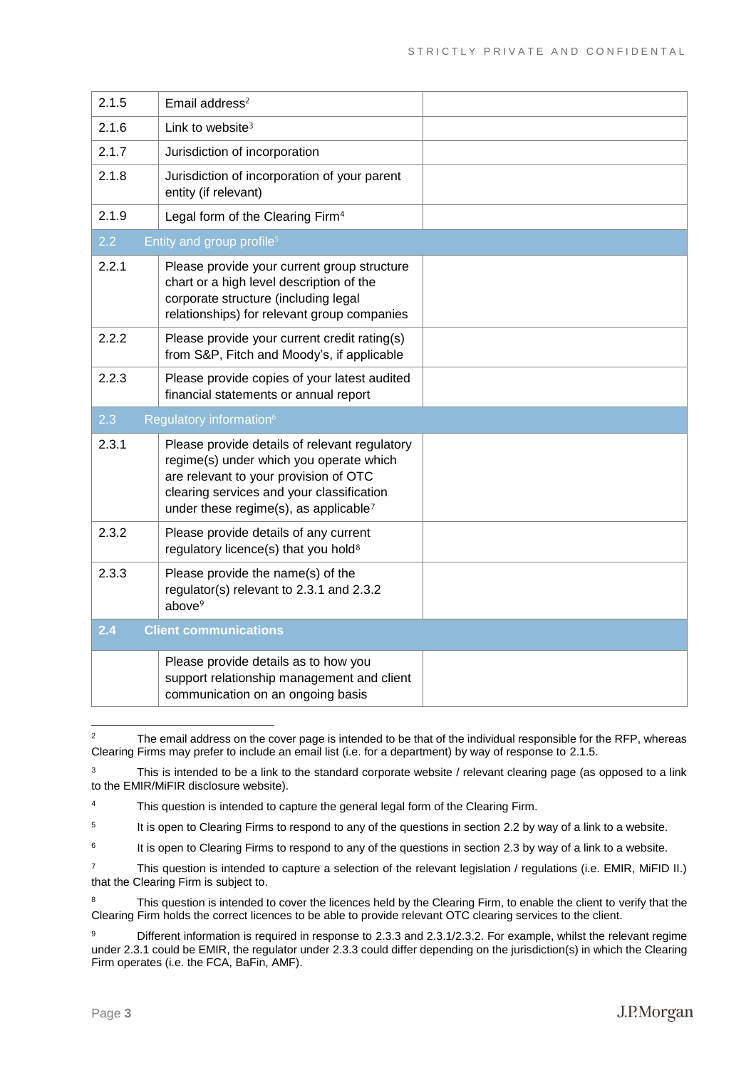| | | |
|---|---|---|
| 2.1.5 | Email address[2] | |
| 2.1.6 | Link to website[3] | |
| 2.1.7 | Jurisdiction of incorporation | |
| 2.1.8 | Jurisdiction of incorporation of your parent entity (if relevant) | |
| 2.1.9 | Legal form of the Clearing Firm[4] | |
| **2.2** | **Entity and group profile[5]** | |
| 2.2.1 | Please provide your current group structure chart or a high level description of the corporate structure (including legal relationships) for relevant group companies | |
| 2.2.2 | Please provide your current credit rating(s) from S&P, Fitch and Moody's, if applicable | |
| 2.2.3 | Please provide copies of your latest audited financial statements or annual report | |
| **2.3** | **Regulatory information[6]** | |
| 2.3.1 | Please provide details of relevant regulatory regime(s) under which you operate which are relevant to your provision of OTC clearing services and your classification under these regime(s), as applicable[7] | |
| 2.3.2 | Please provide details of any current regulatory licence(s) that you hold[8] | |
| 2.3.3 | Please provide the name(s) of the regulator(s) relevant to 2.3.1 and 2.3.2 above[9] | |
| **2.4** | **Client communications** | |
| | Please provide details as to how you support relationship management and client communication on an ongoing basis | |

[2] The email address on the cover page is intended to be that of the individual responsible for the RFP, whereas Clearing Firms may prefer to include an email list (i.e. for a department) by way of response to 2.1.5.

[3] This is intended to be a link to the standard corporate website / relevant clearing page (as opposed to a link to the EMIR/MiFIR disclosure website).

[4] This question is intended to capture the general legal form of the Clearing Firm.

[5] It is open to Clearing Firms to respond to any of the questions in section 2.2 by way of a link to a website.

[6] It is open to Clearing Firms to respond to any of the questions in section 2.3 by way of a link to a website.

[7] This question is intended to capture a selection of the relevant legislation / regulations (i.e. EMIR, MiFID II.) that the Clearing Firm is subject to.

[8] This question is intended to cover the licences held by the Clearing Firm, to enable the client to verify that the Clearing Firm holds the correct licences to be able to provide relevant OTC clearing services to the client.

[9] Different information is required in response to 2.3.3 and 2.3.1/2.3.2. For example, whilst the relevant regime under 2.3.1 could be EMIR, the regulator under 2.3.3 could differ depending on the jurisdiction(s) in which the Clearing Firm operates (i.e. the FCA, BaFin, AMF).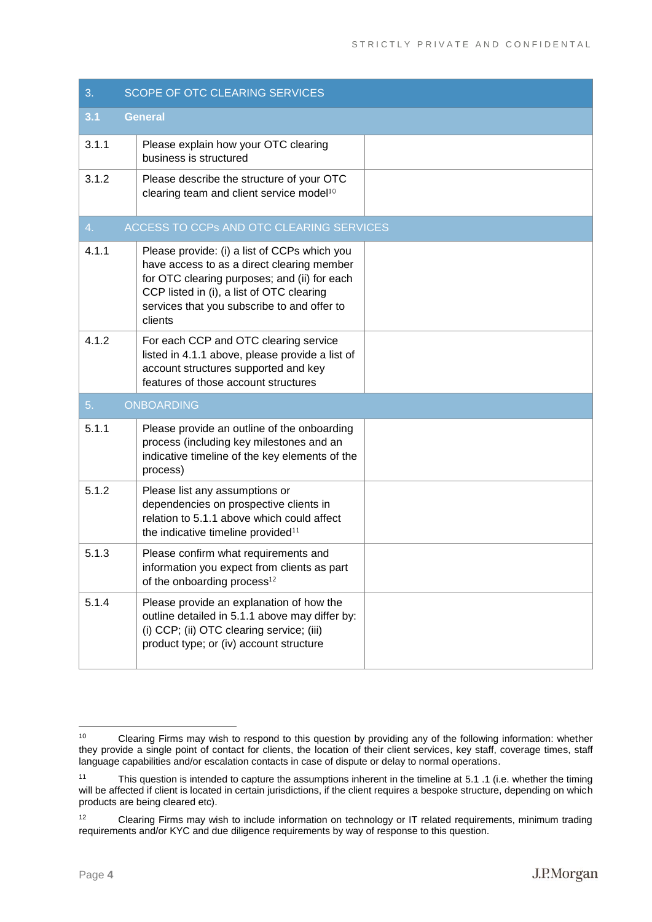| 3. | SCOPE OF OTC CLEARING SERVICES | |
|---|---|---|
| **3.1** | **General** | |
| 3.1.1 | Please explain how your OTC clearing business is structured | |
| 3.1.2 | Please describe the structure of your OTC clearing team and client service model[10] | |
| 4. | ACCESS TO CCPs AND OTC CLEARING SERVICES | |
| 4.1.1 | Please provide: (i) a list of CCPs which you have access to as a direct clearing member for OTC clearing purposes; and (ii) for each CCP listed in (i), a list of OTC clearing services that you subscribe to and offer to clients | |
| 4.1.2 | For each CCP and OTC clearing service listed in 4.1.1 above, please provide a list of account structures supported and key features of those account structures | |
| 5. | ONBOARDING | |
| 5.1.1 | Please provide an outline of the onboarding process (including key milestones and an indicative timeline of the key elements of the process) | |
| 5.1.2 | Please list any assumptions or dependencies on prospective clients in relation to 5.1.1 above which could affect the indicative timeline provided[11] | |
| 5.1.3 | Please confirm what requirements and information you expect from clients as part of the onboarding process[12] | |
| 5.1.4 | Please provide an explanation of how the outline detailed in 5.1.1 above may differ by: (i) CCP; (ii) OTC clearing service; (iii) product type; or (iv) account structure | |

---

[10] Clearing Firms may wish to respond to this question by providing any of the following information: whether they provide a single point of contact for clients, the location of their client services, key staff, coverage times, staff language capabilities and/or escalation contacts in case of dispute or delay to normal operations.

[11] This question is intended to capture the assumptions inherent in the timeline at 5.1 .1 (i.e. whether the timing will be affected if client is located in certain jurisdictions, if the client requires a bespoke structure, depending on which products are being cleared etc).

[12] Clearing Firms may wish to include information on technology or IT related requirements, minimum trading requirements and/or KYC and due diligence requirements by way of response to this question.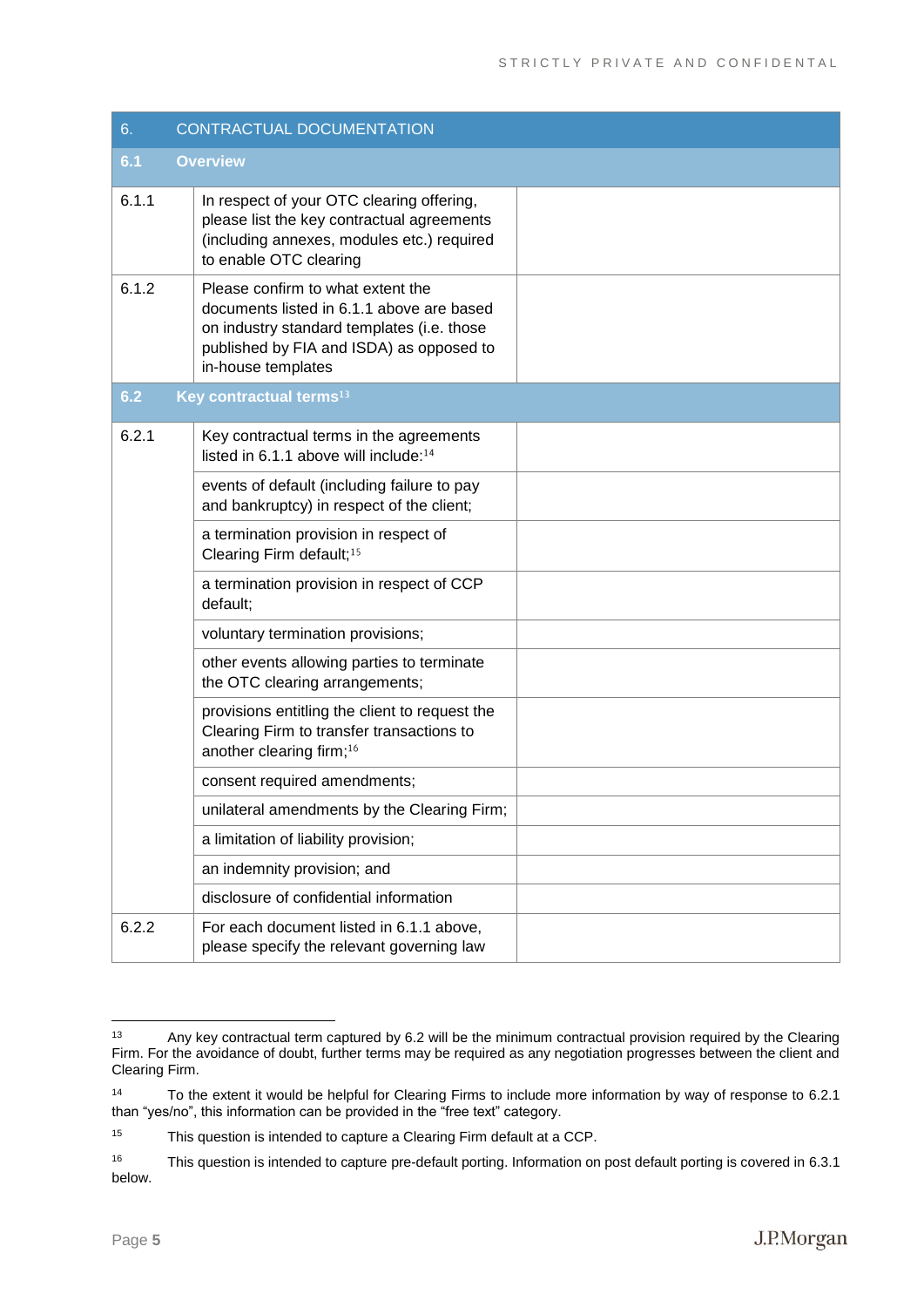| 6. | CONTRACTUAL DOCUMENTATION | |
|---|---|---|
| **6.1** | **Overview** | |
| 6.1.1 | In respect of your OTC clearing offering, please list the key contractual agreements (including annexes, modules etc.) required to enable OTC clearing | |
| 6.1.2 | Please confirm to what extent the documents listed in 6.1.1 above are based on industry standard templates (i.e. those published by FIA and ISDA) as opposed to in-house templates | |
| **6.2** | **Key contractual terms**[13] | |
| 6.2.1 | Key contractual terms in the agreements listed in 6.1.1 above will include:[14] | |
| | events of default (including failure to pay and bankruptcy) in respect of the client; | |
| | a termination provision in respect of Clearing Firm default;[15] | |
| | a termination provision in respect of CCP default; | |
| | voluntary termination provisions; | |
| | other events allowing parties to terminate the OTC clearing arrangements; | |
| | provisions entitling the client to request the Clearing Firm to transfer transactions to another clearing firm;[16] | |
| | consent required amendments; | |
| | unilateral amendments by the Clearing Firm; | |
| | a limitation of liability provision; | |
| | an indemnity provision; and | |
| | disclosure of confidential information | |
| 6.2.2 | For each document listed in 6.1.1 above, please specify the relevant governing law | |

[13] Any key contractual term captured by 6.2 will be the minimum contractual provision required by the Clearing Firm. For the avoidance of doubt, further terms may be required as any negotiation progresses between the client and Clearing Firm.

[14] To the extent it would be helpful for Clearing Firms to include more information by way of response to 6.2.1 than "yes/no", this information can be provided in the "free text" category.

[15] This question is intended to capture a Clearing Firm default at a CCP.

[16] This question is intended to capture pre-default porting. Information on post default porting is covered in 6.3.1 below.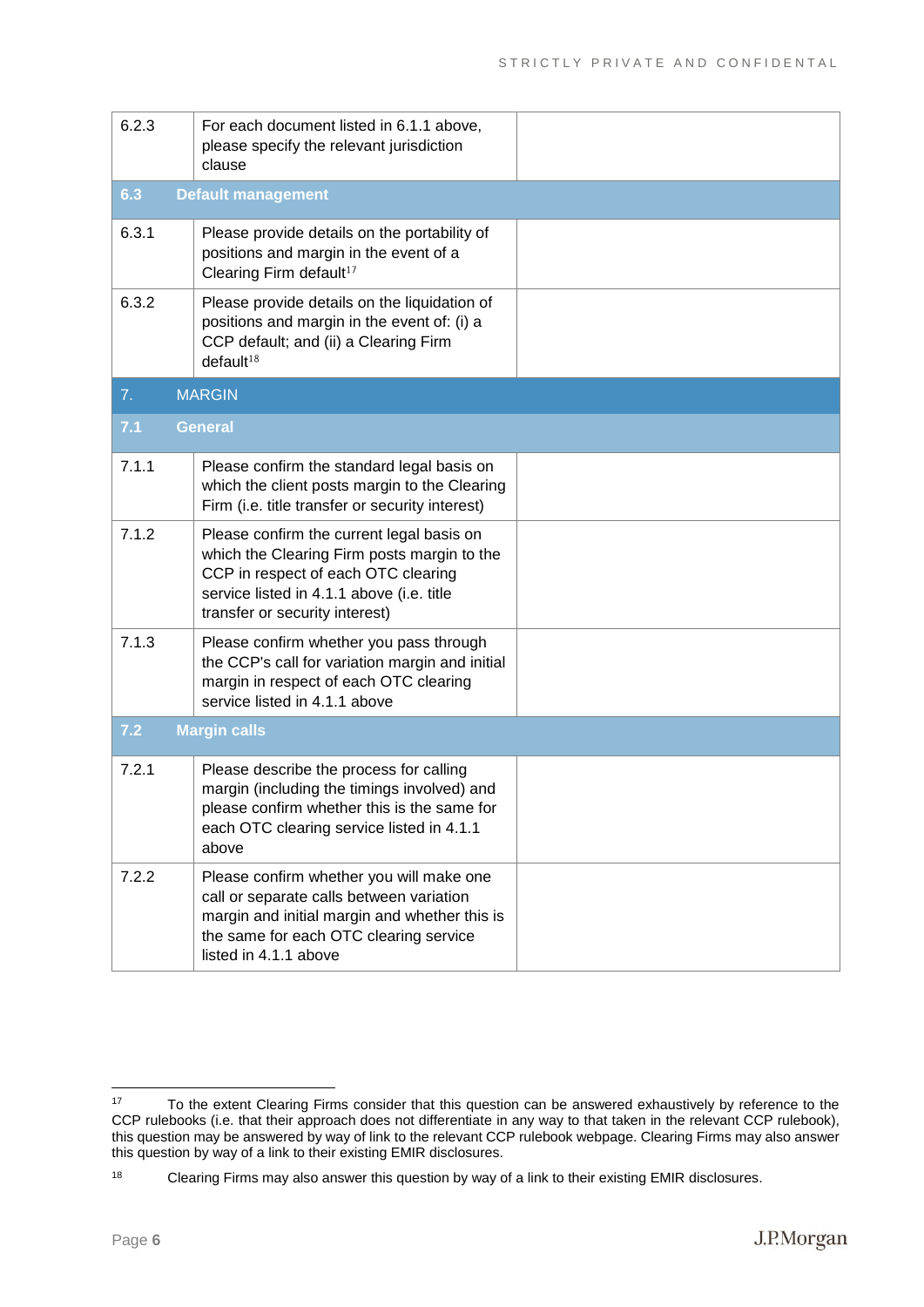| | | |
|---|---|---|
| 6.2.3 | For each document listed in 6.1.1 above, please specify the relevant jurisdiction clause | |
| **6.3** | **Default management** | |
| 6.3.1 | Please provide details on the portability of positions and margin in the event of a Clearing Firm default[17] | |
| 6.3.2 | Please provide details on the liquidation of positions and margin in the event of: (i) a CCP default; and (ii) a Clearing Firm default[18] | |
| 7. | MARGIN | |
| **7.1** | **General** | |
| 7.1.1 | Please confirm the standard legal basis on which the client posts margin to the Clearing Firm (i.e. title transfer or security interest) | |
| 7.1.2 | Please confirm the current legal basis on which the Clearing Firm posts margin to the CCP in respect of each OTC clearing service listed in 4.1.1 above (i.e. title transfer or security interest) | |
| 7.1.3 | Please confirm whether you pass through the CCP's call for variation margin and initial margin in respect of each OTC clearing service listed in 4.1.1 above | |
| **7.2** | **Margin calls** | |
| 7.2.1 | Please describe the process for calling margin (including the timings involved) and please confirm whether this is the same for each OTC clearing service listed in 4.1.1 above | |
| 7.2.2 | Please confirm whether you will make one call or separate calls between variation margin and initial margin and whether this is the same for each OTC clearing service listed in 4.1.1 above | |

[17] To the extent Clearing Firms consider that this question can be answered exhaustively by reference to the CCP rulebooks (i.e. that their approach does not differentiate in any way to that taken in the relevant CCP rulebook), this question may be answered by way of link to the relevant CCP rulebook webpage. Clearing Firms may also answer this question by way of a link to their existing EMIR disclosures.

[18] Clearing Firms may also answer this question by way of a link to their existing EMIR disclosures.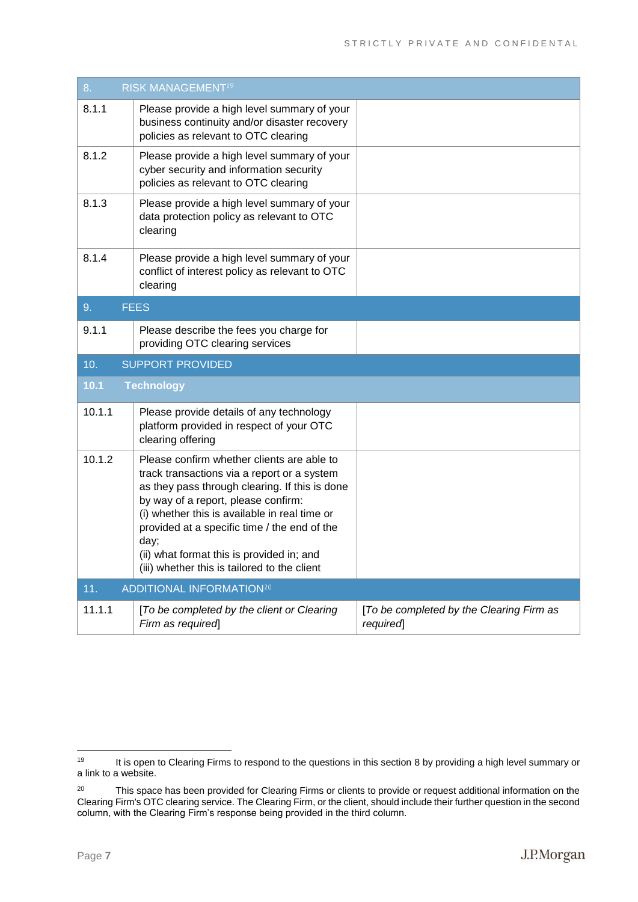| | | |
|---|---|---|
| **8.** | **RISK MANAGEMENT[19]** | |
| 8.1.1 | Please provide a high level summary of your business continuity and/or disaster recovery policies as relevant to OTC clearing | |
| 8.1.2 | Please provide a high level summary of your cyber security and information security policies as relevant to OTC clearing | |
| 8.1.3 | Please provide a high level summary of your data protection policy as relevant to OTC clearing | |
| 8.1.4 | Please provide a high level summary of your conflict of interest policy as relevant to OTC clearing | |
| **9.** | **FEES** | |
| 9.1.1 | Please describe the fees you charge for providing OTC clearing services | |
| **10.** | **SUPPORT PROVIDED** | |
| **10.1** | **Technology** | |
| 10.1.1 | Please provide details of any technology platform provided in respect of your OTC clearing offering | |
| 10.1.2 | Please confirm whether clients are able to track transactions via a report or a system as they pass through clearing. If this is done by way of a report, please confirm:<br>(i) whether this is available in real time or provided at a specific time / the end of the day;<br>(ii) what format this is provided in; and<br>(iii) whether this is tailored to the client | |
| **11.** | **ADDITIONAL INFORMATION[20]** | |
| 11.1.1 | [*To be completed by the client or Clearing Firm as required*] | [*To be completed by the Clearing Firm as required*] |

[19] It is open to Clearing Firms to respond to the questions in this section 8 by providing a high level summary or a link to a website.

[20] This space has been provided for Clearing Firms or clients to provide or request additional information on the Clearing Firm's OTC clearing service. The Clearing Firm, or the client, should include their further question in the second column, with the Clearing Firm's response being provided in the third column.